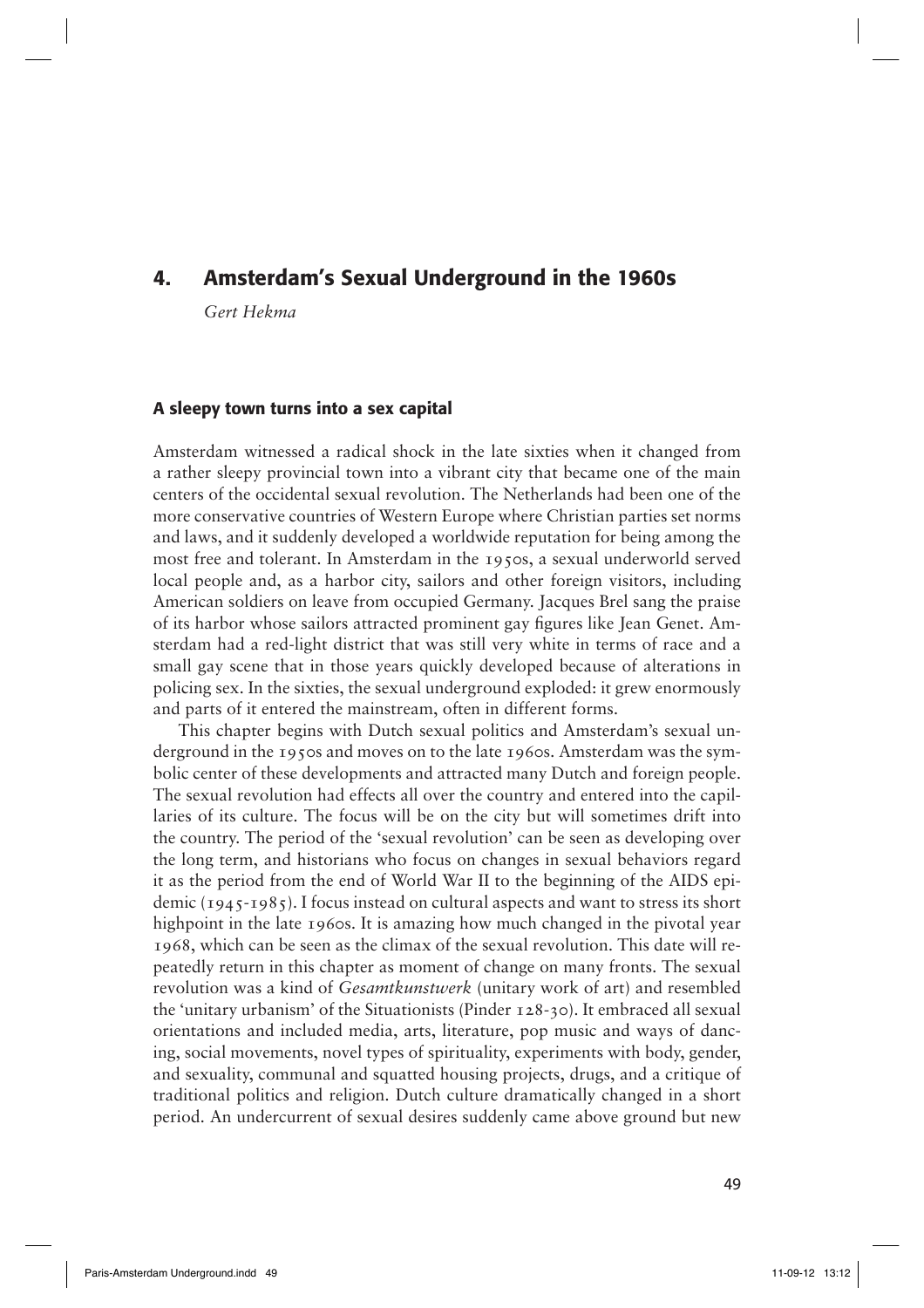# 4. Amsterdam's Sexual Underground in the 1960s

*Gert Hekma*

## A sleepy town turns into a sex capital

Amsterdam witnessed a radical shock in the late sixties when it changed from a rather sleepy provincial town into a vibrant city that became one of the main centers of the occidental sexual revolution. The Netherlands had been one of the more conservative countries of Western Europe where Christian parties set norms and laws, and it suddenly developed a worldwide reputation for being among the most free and tolerant. In Amsterdam in the 1950s, a sexual underworld served local people and, as a harbor city, sailors and other foreign visitors, including American soldiers on leave from occupied Germany. Jacques Brel sang the praise of its harbor whose sailors attracted prominent gay figures like Jean Genet. Amsterdam had a red-light district that was still very white in terms of race and a small gay scene that in those years quickly developed because of alterations in policing sex. In the sixties, the sexual underground exploded: it grew enormously and parts of it entered the mainstream, often in different forms.

This chapter begins with Dutch sexual politics and Amsterdam's sexual underground in the 1950s and moves on to the late 1960s. Amsterdam was the symbolic center of these developments and attracted many Dutch and foreign people. The sexual revolution had effects all over the country and entered into the capillaries of its culture. The focus will be on the city but will sometimes drift into the country. The period of the 'sexual revolution' can be seen as developing over the long term, and historians who focus on changes in sexual behaviors regard it as the period from the end of World War II to the beginning of the AIDS epidemic (1945-1985). I focus instead on cultural aspects and want to stress its short highpoint in the late 1960s. It is amazing how much changed in the pivotal year 1968, which can be seen as the climax of the sexual revolution. This date will repeatedly return in this chapter as moment of change on many fronts. The sexual revolution was a kind of *Gesamtkunstwerk* (unitary work of art) and resembled the 'unitary urbanism' of the Situationists (Pinder 128-30). It embraced all sexual orientations and included media, arts, literature, pop music and ways of dancing, social movements, novel types of spirituality, experiments with body, gender, and sexuality, communal and squatted housing projects, drugs, and a critique of traditional politics and religion. Dutch culture dramatically changed in a short period. An undercurrent of sexual desires suddenly came above ground but new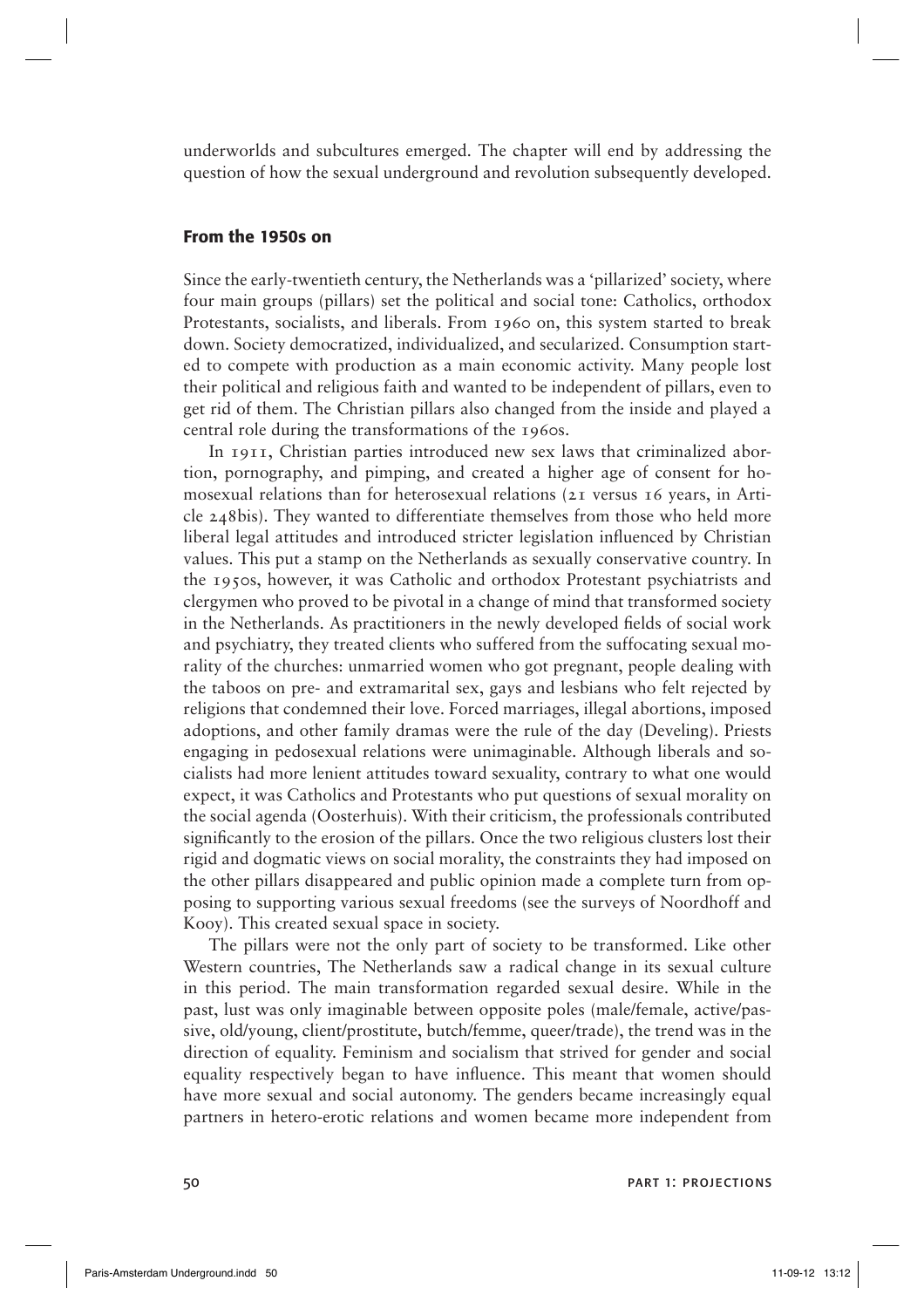underworlds and subcultures emerged. The chapter will end by addressing the question of how the sexual underground and revolution subsequently developed.

## From the 1950s on

Since the early-twentieth century, the Netherlands was a 'pillarized' society, where four main groups (pillars) set the political and social tone: Catholics, orthodox Protestants, socialists, and liberals. From 1960 on, this system started to break down. Society democratized, individualized, and secularized. Consumption started to compete with production as a main economic activity. Many people lost their political and religious faith and wanted to be independent of pillars, even to get rid of them. The Christian pillars also changed from the inside and played a central role during the transformations of the 1960s.

In 1911, Christian parties introduced new sex laws that criminalized abortion, pornography, and pimping, and created a higher age of consent for homosexual relations than for heterosexual relations (21 versus 16 years, in Article 248bis). They wanted to differentiate themselves from those who held more liberal legal attitudes and introduced stricter legislation influenced by Christian values. This put a stamp on the Netherlands as sexually conservative country. In the 1950s, however, it was Catholic and orthodox Protestant psychiatrists and clergymen who proved to be pivotal in a change of mind that transformed society in the Netherlands. As practitioners in the newly developed fields of social work and psychiatry, they treated clients who suffered from the suffocating sexual morality of the churches: unmarried women who got pregnant, people dealing with the taboos on pre- and extramarital sex, gays and lesbians who felt rejected by religions that condemned their love. Forced marriages, illegal abortions, imposed adoptions, and other family dramas were the rule of the day (Develing). Priests engaging in pedosexual relations were unimaginable. Although liberals and socialists had more lenient attitudes toward sexuality, contrary to what one would expect, it was Catholics and Protestants who put questions of sexual morality on the social agenda (Oosterhuis). With their criticism, the professionals contributed significantly to the erosion of the pillars. Once the two religious clusters lost their rigid and dogmatic views on social morality, the constraints they had imposed on the other pillars disappeared and public opinion made a complete turn from opposing to supporting various sexual freedoms (see the surveys of Noordhoff and Kooy). This created sexual space in society.

The pillars were not the only part of society to be transformed. Like other Western countries, The Netherlands saw a radical change in its sexual culture in this period. The main transformation regarded sexual desire. While in the past, lust was only imaginable between opposite poles (male/female, active/passive, old/young, client/prostitute, butch/femme, queer/trade), the trend was in the direction of equality. Feminism and socialism that strived for gender and social equality respectively began to have influence. This meant that women should have more sexual and social autonomy. The genders became increasingly equal partners in hetero-erotic relations and women became more independent from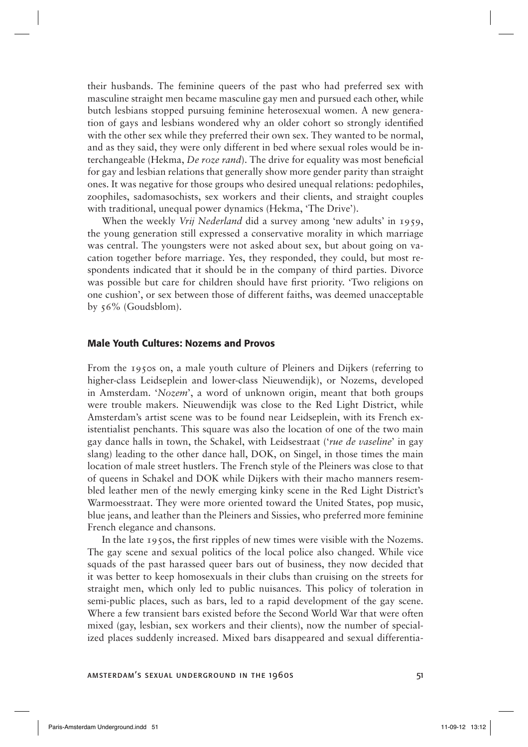their husbands. The feminine queers of the past who had preferred sex with masculine straight men became masculine gay men and pursued each other, while butch lesbians stopped pursuing feminine heterosexual women. A new generation of gays and lesbians wondered why an older cohort so strongly identified with the other sex while they preferred their own sex. They wanted to be normal, and as they said, they were only different in bed where sexual roles would be interchangeable (Hekma, *De roze rand*). The drive for equality was most beneficial for gay and lesbian relations that generally show more gender parity than straight ones. It was negative for those groups who desired unequal relations: pedophiles, zoophiles, sadomasochists, sex workers and their clients, and straight couples with traditional, unequal power dynamics (Hekma, 'The Drive').

When the weekly *Vrij Nederland* did a survey among 'new adults' in 1959, the young generation still expressed a conservative morality in which marriage was central. The youngsters were not asked about sex, but about going on vacation together before marriage. Yes, they responded, they could, but most respondents indicated that it should be in the company of third parties. Divorce was possible but care for children should have first priority. 'Two religions on one cushion', or sex between those of different faiths, was deemed unacceptable by 56% (Goudsblom).

## Male Youth Cultures: Nozems and Provos

From the 1950s on, a male youth culture of Pleiners and Dijkers (referring to higher-class Leidseplein and lower-class Nieuwendijk), or Nozems, developed in Amsterdam. '*Nozem*', a word of unknown origin, meant that both groups were trouble makers. Nieuwendijk was close to the Red Light District, while Amsterdam's artist scene was to be found near Leidseplein, with its French existentialist penchants. This square was also the location of one of the two main gay dance halls in town, the Schakel, with Leidsestraat ('*rue de vaseline*' in gay slang) leading to the other dance hall, DOK, on Singel, in those times the main location of male street hustlers. The French style of the Pleiners was close to that of queens in Schakel and DOK while Dijkers with their macho manners resembled leather men of the newly emerging kinky scene in the Red Light District's Warmoesstraat. They were more oriented toward the United States, pop music, blue jeans, and leather than the Pleiners and Sissies, who preferred more feminine French elegance and chansons.

In the late 1950s, the first ripples of new times were visible with the Nozems. The gay scene and sexual politics of the local police also changed. While vice squads of the past harassed queer bars out of business, they now decided that it was better to keep homosexuals in their clubs than cruising on the streets for straight men, which only led to public nuisances. This policy of toleration in semi-public places, such as bars, led to a rapid development of the gay scene. Where a few transient bars existed before the Second World War that were often mixed (gay, lesbian, sex workers and their clients), now the number of specialized places suddenly increased. Mixed bars disappeared and sexual differentia-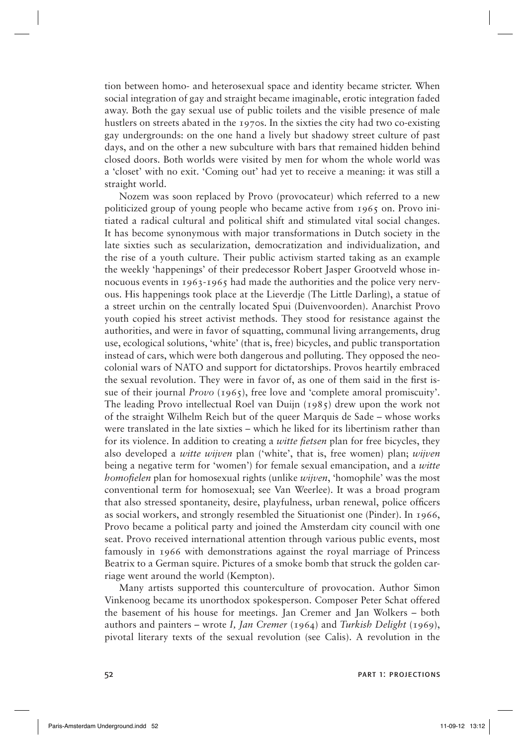tion between homo- and heterosexual space and identity became stricter. When social integration of gay and straight became imaginable, erotic integration faded away. Both the gay sexual use of public toilets and the visible presence of male hustlers on streets abated in the 1970s. In the sixties the city had two co-existing gay undergrounds: on the one hand a lively but shadowy street culture of past days, and on the other a new subculture with bars that remained hidden behind closed doors. Both worlds were visited by men for whom the whole world was a 'closet' with no exit. 'Coming out' had yet to receive a meaning: it was still a straight world.

Nozem was soon replaced by Provo (provocateur) which referred to a new politicized group of young people who became active from 1965 on. Provo initiated a radical cultural and political shift and stimulated vital social changes. It has become synonymous with major transformations in Dutch society in the late sixties such as secularization, democratization and individualization, and the rise of a youth culture. Their public activism started taking as an example the weekly 'happenings' of their predecessor Robert Jasper Grootveld whose innocuous events in 1963-1965 had made the authorities and the police very nervous. His happenings took place at the Lieverdje (The Little Darling), a statue of a street urchin on the centrally located Spui (Duivenvoorden). Anarchist Provo youth copied his street activist methods. They stood for resistance against the authorities, and were in favor of squatting, communal living arrangements, drug use, ecological solutions, 'white' (that is, free) bicycles, and public transportation instead of cars, which were both dangerous and polluting. They opposed the neocolonial wars of NATO and support for dictatorships. Provos heartily embraced the sexual revolution. They were in favor of, as one of them said in the first issue of their journal *Provo* (1965), free love and 'complete amoral promiscuity'. The leading Provo intellectual Roel van Duijn (1985) drew upon the work not of the straight Wilhelm Reich but of the queer Marquis de Sade – whose works were translated in the late sixties – which he liked for its libertinism rather than for its violence. In addition to creating a *witte fietsen* plan for free bicycles, they also developed a *witte wijven* plan ('white', that is, free women) plan; *wijven* being a negative term for 'women') for female sexual emancipation, and a *witte homofielen* plan for homosexual rights (unlike *wijven*, 'homophile' was the most conventional term for homosexual; see Van Weerlee). It was a broad program that also stressed spontaneity, desire, playfulness, urban renewal, police officers as social workers, and strongly resembled the Situationist one (Pinder). In 1966, Provo became a political party and joined the Amsterdam city council with one seat. Provo received international attention through various public events, most famously in 1966 with demonstrations against the royal marriage of Princess Beatrix to a German squire. Pictures of a smoke bomb that struck the golden carriage went around the world (Kempton).

Many artists supported this counterculture of provocation. Author Simon Vinkenoog became its unorthodox spokesperson. Composer Peter Schat offered the basement of his house for meetings. Jan Cremer and Jan Wolkers – both authors and painters – wrote *I, Jan Cremer* (1964) and *Turkish Delight* (1969), pivotal literary texts of the sexual revolution (see Calis). A revolution in the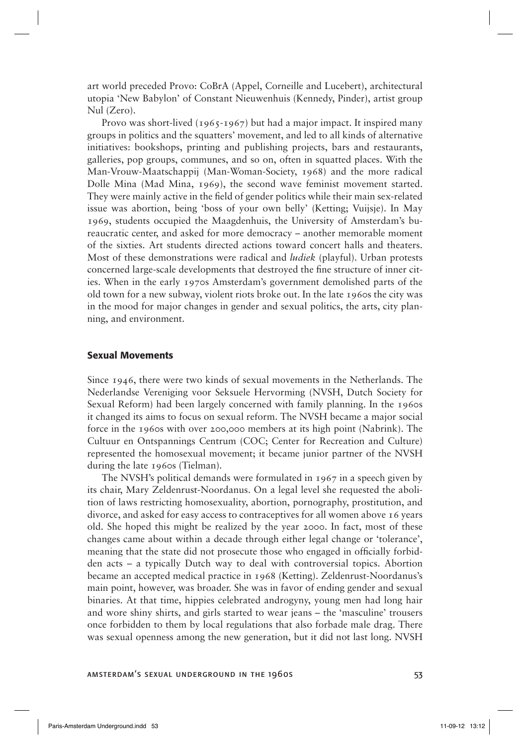art world preceded Provo: CoBrA (Appel, Corneille and Lucebert), architectural utopia 'New Babylon' of Constant Nieuwenhuis (Kennedy, Pinder), artist group Nul (Zero).

Provo was short-lived (1965-1967) but had a major impact. It inspired many groups in politics and the squatters' movement, and led to all kinds of alternative initiatives: bookshops, printing and publishing projects, bars and restaurants, galleries, pop groups, communes, and so on, often in squatted places. With the Man-Vrouw-Maatschappij (Man-Woman-Society, 1968) and the more radical Dolle Mina (Mad Mina, 1969), the second wave feminist movement started. They were mainly active in the field of gender politics while their main sex-related issue was abortion, being 'boss of your own belly' (Ketting; Vuijsje). In May 1969, students occupied the Maagdenhuis, the University of Amsterdam's bureaucratic center, and asked for more democracy – another memorable moment of the sixties. Art students directed actions toward concert halls and theaters. Most of these demonstrations were radical and *ludiek* (playful). Urban protests concerned large-scale developments that destroyed the fine structure of inner cities. When in the early 1970s Amsterdam's government demolished parts of the old town for a new subway, violent riots broke out. In the late 1960s the city was in the mood for major changes in gender and sexual politics, the arts, city planning, and environment.

## Sexual Movements

Since 1946, there were two kinds of sexual movements in the Netherlands. The Nederlandse Vereniging voor Seksuele Hervorming (NVSH, Dutch Society for Sexual Reform) had been largely concerned with family planning. In the 1960s it changed its aims to focus on sexual reform. The NVSH became a major social force in the 1960s with over 200,000 members at its high point (Nabrink). The Cultuur en Ontspannings Centrum (COC; Center for Recreation and Culture) represented the homosexual movement; it became junior partner of the NVSH during the late 1960s (Tielman).

The NVSH's political demands were formulated in 1967 in a speech given by its chair, Mary Zeldenrust-Noordanus. On a legal level she requested the abolition of laws restricting homosexuality, abortion, pornography, prostitution, and divorce, and asked for easy access to contraceptives for all women above 16 years old. She hoped this might be realized by the year 2000. In fact, most of these changes came about within a decade through either legal change or 'tolerance', meaning that the state did not prosecute those who engaged in officially forbidden acts – a typically Dutch way to deal with controversial topics. Abortion became an accepted medical practice in 1968 (Ketting). Zeldenrust-Noordanus's main point, however, was broader. She was in favor of ending gender and sexual binaries. At that time, hippies celebrated androgyny, young men had long hair and wore shiny shirts, and girls started to wear jeans – the 'masculine' trousers once forbidden to them by local regulations that also forbade male drag. There was sexual openness among the new generation, but it did not last long. NVSH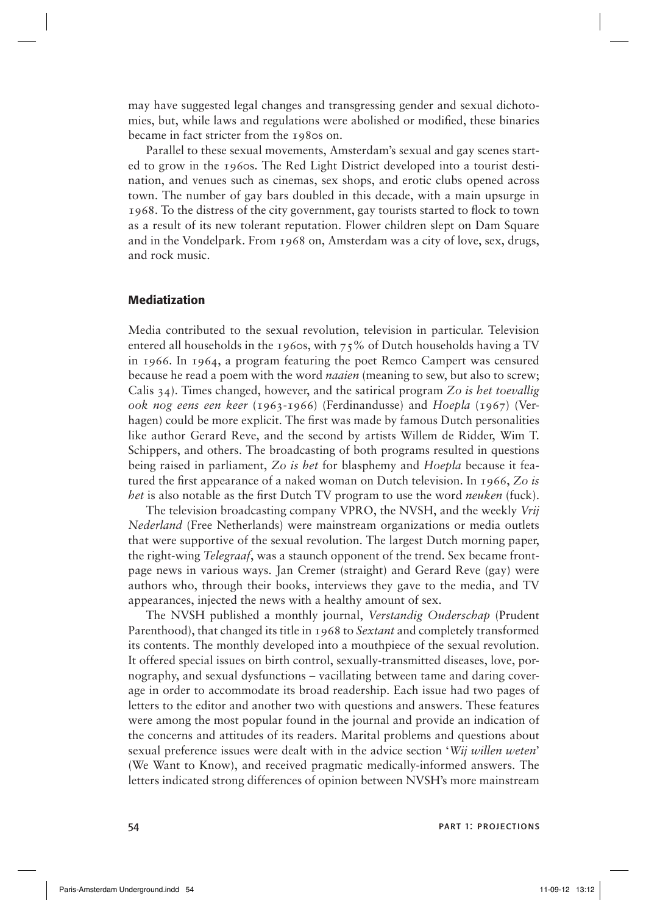may have suggested legal changes and transgressing gender and sexual dichotomies, but, while laws and regulations were abolished or modified, these binaries became in fact stricter from the 1980s on.

Parallel to these sexual movements, Amsterdam's sexual and gay scenes started to grow in the 1960s. The Red Light District developed into a tourist destination, and venues such as cinemas, sex shops, and erotic clubs opened across town. The number of gay bars doubled in this decade, with a main upsurge in 1968. To the distress of the city government, gay tourists started to flock to town as a result of its new tolerant reputation. Flower children slept on Dam Square and in the Vondelpark. From 1968 on, Amsterdam was a city of love, sex, drugs, and rock music.

## Mediatization

Media contributed to the sexual revolution, television in particular. Television entered all households in the 1960s, with 75% of Dutch households having a TV in 1966. In 1964, a program featuring the poet Remco Campert was censured because he read a poem with the word *naaien* (meaning to sew, but also to screw; Calis 34). Times changed, however, and the satirical program *Zo is het toevallig ook nog eens een keer* (1963-1966) (Ferdinandusse) and *Hoepla* (1967) (Verhagen) could be more explicit. The first was made by famous Dutch personalities like author Gerard Reve, and the second by artists Willem de Ridder, Wim T. Schippers, and others. The broadcasting of both programs resulted in questions being raised in parliament, *Zo is het* for blasphemy and *Hoepla* because it featured the first appearance of a naked woman on Dutch television. In 1966, *Zo is het* is also notable as the first Dutch TV program to use the word *neuken* (fuck).

The television broadcasting company VPRO, the NVSH, and the weekly *Vrij Nederland* (Free Netherlands) were mainstream organizations or media outlets that were supportive of the sexual revolution. The largest Dutch morning paper, the right-wing *Telegraaf*, was a staunch opponent of the trend. Sex became front-page news in various ways. Jan Cremer (straight) and Gerard Reve (gay) were authors who, through their books, interviews they gave to the media, and TV appearances, injected the news with a healthy amount of sex.

The NVSH published a monthly journal, *Verstandig Ouderschap* (Prudent Parenthood), that changed its title in 1968 to *Sextant* and completely transformed its contents. The monthly developed into a mouthpiece of the sexual revolution. It offered special issues on birth control, sexually-transmitted diseases, love, pornography, and sexual dysfunctions – vacillating between tame and daring coverage in order to accommodate its broad readership. Each issue had two pages of letters to the editor and another two with questions and answers. These features were among the most popular found in the journal and provide an indication of the concerns and attitudes of its readers. Marital problems and questions about sexual preference issues were dealt with in the advice section '*Wij willen weten*' (We Want to Know), and received pragmatic medically-informed answers. The letters indicated strong differences of opinion between NVSH's more mainstream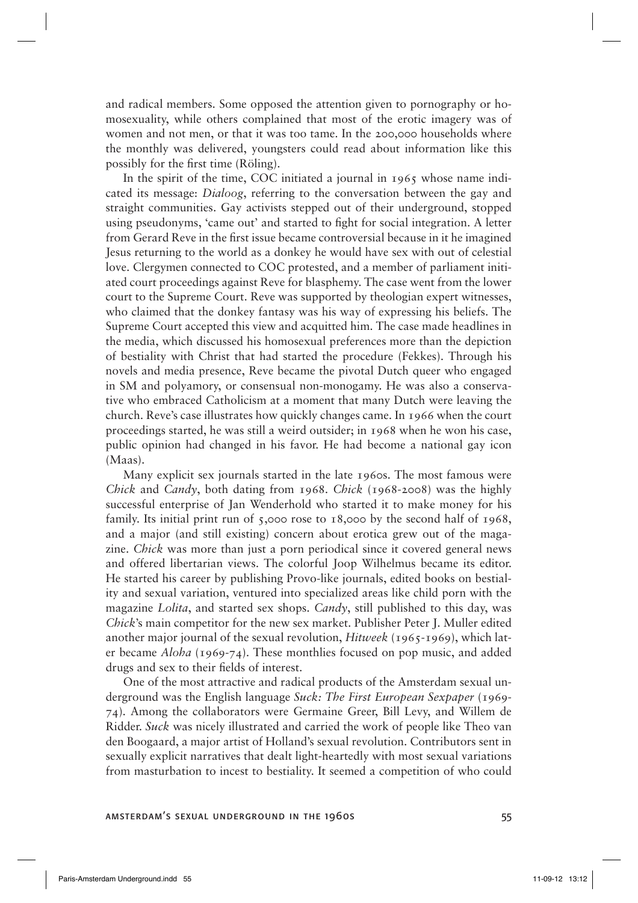and radical members. Some opposed the attention given to pornography or homosexuality, while others complained that most of the erotic imagery was of women and not men, or that it was too tame. In the 200,000 households where the monthly was delivered, youngsters could read about information like this possibly for the first time (Röling).

In the spirit of the time, COC initiated a journal in 1965 whose name indicated its message: *Dialoog*, referring to the conversation between the gay and straight communities. Gay activists stepped out of their underground, stopped using pseudonyms, 'came out' and started to fight for social integration. A letter from Gerard Reve in the first issue became controversial because in it he imagined Jesus returning to the world as a donkey he would have sex with out of celestial love. Clergymen connected to COC protested, and a member of parliament initiated court proceedings against Reve for blasphemy. The case went from the lower court to the Supreme Court. Reve was supported by theologian expert witnesses, who claimed that the donkey fantasy was his way of expressing his beliefs. The Supreme Court accepted this view and acquitted him. The case made headlines in the media, which discussed his homosexual preferences more than the depiction of bestiality with Christ that had started the procedure (Fekkes). Through his novels and media presence, Reve became the pivotal Dutch queer who engaged in SM and polyamory, or consensual non-monogamy. He was also a conservative who embraced Catholicism at a moment that many Dutch were leaving the church. Reve's case illustrates how quickly changes came. In 1966 when the court proceedings started, he was still a weird outsider; in 1968 when he won his case, public opinion had changed in his favor. He had become a national gay icon (Maas).

Many explicit sex journals started in the late 1960s. The most famous were *Chick* and *Candy*, both dating from 1968. *Chick* (1968-2008) was the highly successful enterprise of Jan Wenderhold who started it to make money for his family. Its initial print run of 5,000 rose to 18,000 by the second half of 1968, and a major (and still existing) concern about erotica grew out of the magazine. *Chick* was more than just a porn periodical since it covered general news and offered libertarian views. The colorful Joop Wilhelmus became its editor. He started his career by publishing Provo-like journals, edited books on bestiality and sexual variation, ventured into specialized areas like child porn with the magazine *Lolita*, and started sex shops. *Candy*, still published to this day, was *Chick*'s main competitor for the new sex market. Publisher Peter J. Muller edited another major journal of the sexual revolution, *Hitweek* (1965-1969), which later became *Aloha* (1969-74). These monthlies focused on pop music, and added drugs and sex to their fields of interest.

One of the most attractive and radical products of the Amsterdam sexual underground was the English language *Suck: The First European Sexpaper* (1969-74). Among the collaborators were Germaine Greer, Bill Levy, and Willem de Ridder. *Suck* was nicely illustrated and carried the work of people like Theo van den Boogaard, a major artist of Holland's sexual revolution. Contributors sent in sexually explicit narratives that dealt light-heartedly with most sexual variations from masturbation to incest to bestiality. It seemed a competition of who could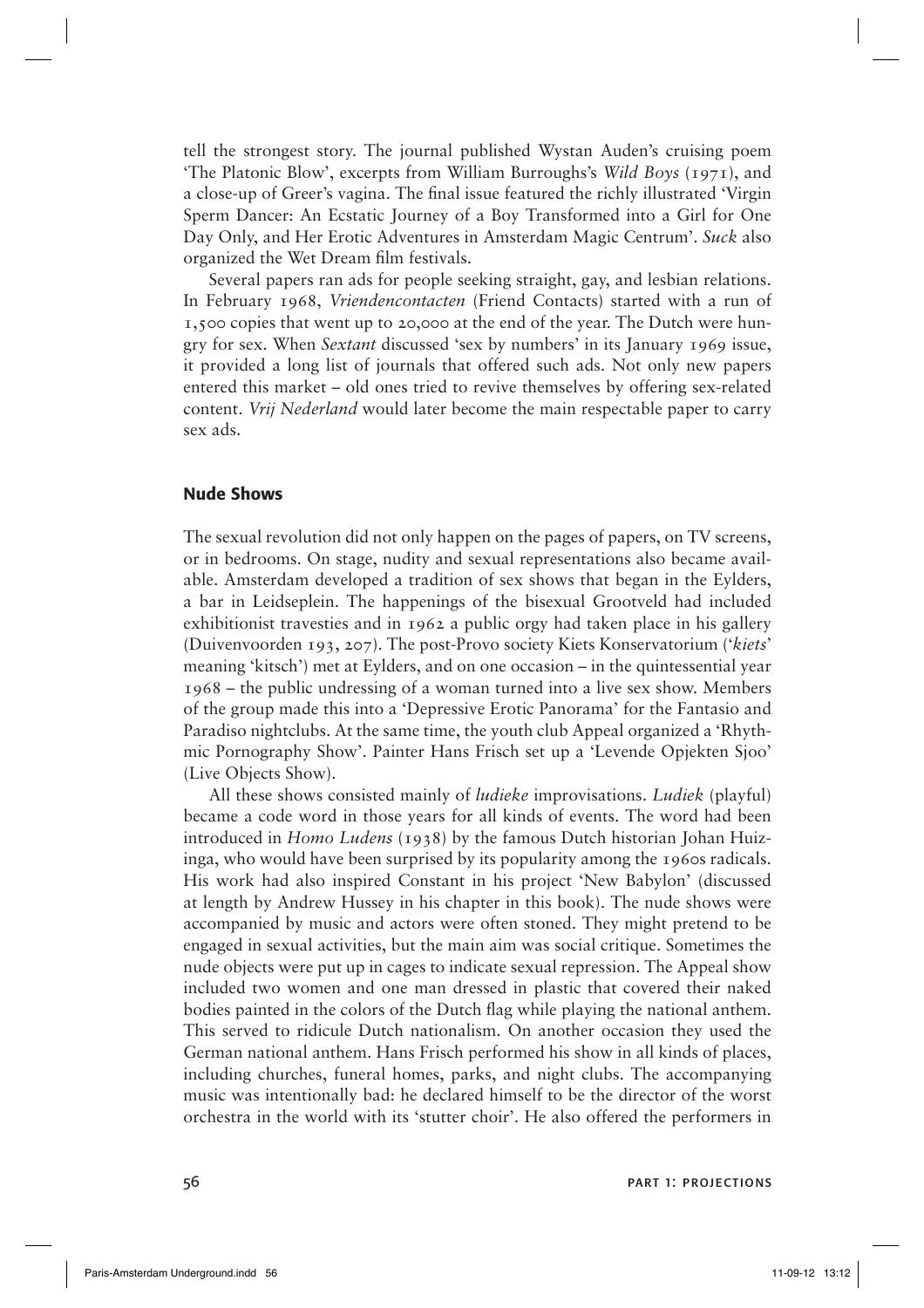tell the strongest story. The journal published Wystan Auden's cruising poem 'The Platonic Blow', excerpts from William Burroughs's *Wild Boys* (1971), and a close-up of Greer's vagina. The final issue featured the richly illustrated 'Virgin Sperm Dancer: An Ecstatic Journey of a Boy Transformed into a Girl for One Day Only, and Her Erotic Adventures in Amsterdam Magic Centrum'. *Suck* also organized the Wet Dream film festivals.

Several papers ran ads for people seeking straight, gay, and lesbian relations. In February 1968, *Vriendencontacten* (Friend Contacts) started with a run of 1,500 copies that went up to 20,000 at the end of the year. The Dutch were hungry for sex. When *Sextant* discussed 'sex by numbers' in its January 1969 issue, it provided a long list of journals that offered such ads. Not only new papers entered this market – old ones tried to revive themselves by offering sex-related content. *Vrij Nederland* would later become the main respectable paper to carry sex ads.

## Nude Shows

The sexual revolution did not only happen on the pages of papers, on TV screens, or in bedrooms. On stage, nudity and sexual representations also became available. Amsterdam developed a tradition of sex shows that began in the Eylders, a bar in Leidseplein. The happenings of the bisexual Grootveld had included exhibitionist travesties and in 1962 a public orgy had taken place in his gallery (Duivenvoorden 193, 207). The post-Provo society Kiets Konservatorium ('*kiets*' meaning 'kitsch') met at Eylders, and on one occasion – in the quintessential year 1968 – the public undressing of a woman turned into a live sex show. Members of the group made this into a 'Depressive Erotic Panorama' for the Fantasio and Paradiso nightclubs. At the same time, the youth club Appeal organized a 'Rhythmic Pornography Show'. Painter Hans Frisch set up a 'Levende Opjekten Sjoo' (Live Objects Show).

All these shows consisted mainly of *ludieke* improvisations. *Ludiek* (playful) became a code word in those years for all kinds of events. The word had been introduced in *Homo Ludens* (1938) by the famous Dutch historian Johan Huizinga, who would have been surprised by its popularity among the 1960s radicals. His work had also inspired Constant in his project 'New Babylon' (discussed at length by Andrew Hussey in his chapter in this book). The nude shows were accompanied by music and actors were often stoned. They might pretend to be engaged in sexual activities, but the main aim was social critique. Sometimes the nude objects were put up in cages to indicate sexual repression. The Appeal show included two women and one man dressed in plastic that covered their naked bodies painted in the colors of the Dutch flag while playing the national anthem. This served to ridicule Dutch nationalism. On another occasion they used the German national anthem. Hans Frisch performed his show in all kinds of places, including churches, funeral homes, parks, and night clubs. The accompanying music was intentionally bad: he declared himself to be the director of the worst orchestra in the world with its 'stutter choir'. He also offered the performers in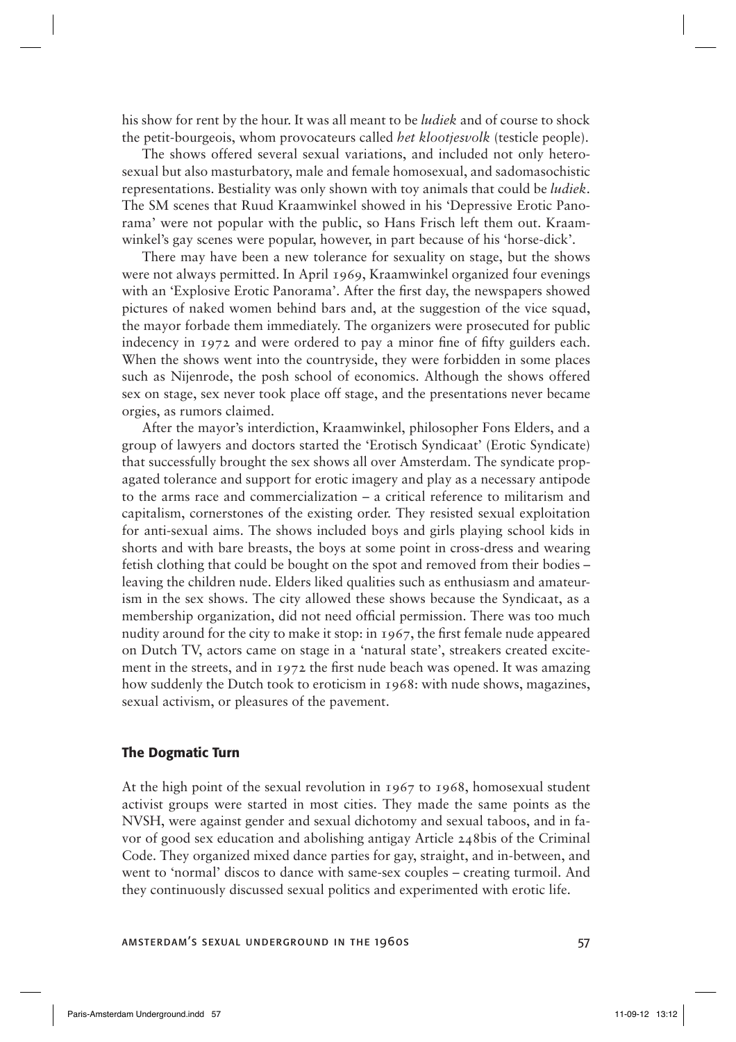his show for rent by the hour. It was all meant to be *ludiek* and of course to shock the petit-bourgeois, whom provocateurs called *het klootjesvolk* (testicle people).

The shows offered several sexual variations, and included not only heterosexual but also masturbatory, male and female homosexual, and sadomasochistic representations. Bestiality was only shown with toy animals that could be *ludiek*. The SM scenes that Ruud Kraamwinkel showed in his 'Depressive Erotic Panorama' were not popular with the public, so Hans Frisch left them out. Kraamwinkel's gay scenes were popular, however, in part because of his 'horse-dick'.

There may have been a new tolerance for sexuality on stage, but the shows were not always permitted. In April 1969, Kraamwinkel organized four evenings with an 'Explosive Erotic Panorama'. After the first day, the newspapers showed pictures of naked women behind bars and, at the suggestion of the vice squad, the mayor forbade them immediately. The organizers were prosecuted for public indecency in 1972 and were ordered to pay a minor fine of fifty guilders each. When the shows went into the countryside, they were forbidden in some places such as Nijenrode, the posh school of economics. Although the shows offered sex on stage, sex never took place off stage, and the presentations never became orgies, as rumors claimed.

After the mayor's interdiction, Kraamwinkel, philosopher Fons Elders, and a group of lawyers and doctors started the 'Erotisch Syndicaat' (Erotic Syndicate) that successfully brought the sex shows all over Amsterdam. The syndicate propagated tolerance and support for erotic imagery and play as a necessary antipode to the arms race and commercialization – a critical reference to militarism and capitalism, cornerstones of the existing order. They resisted sexual exploitation for anti-sexual aims. The shows included boys and girls playing school kids in shorts and with bare breasts, the boys at some point in cross-dress and wearing fetish clothing that could be bought on the spot and removed from their bodies – leaving the children nude. Elders liked qualities such as enthusiasm and amateurism in the sex shows. The city allowed these shows because the Syndicaat, as a membership organization, did not need official permission. There was too much nudity around for the city to make it stop: in 1967, the first female nude appeared on Dutch TV, actors came on stage in a 'natural state', streakers created excitement in the streets, and in 1972 the first nude beach was opened. It was amazing how suddenly the Dutch took to eroticism in 1968: with nude shows, magazines, sexual activism, or pleasures of the pavement.

## The Dogmatic Turn

At the high point of the sexual revolution in 1967 to 1968, homosexual student activist groups were started in most cities. They made the same points as the NVSH, were against gender and sexual dichotomy and sexual taboos, and in favor of good sex education and abolishing antigay Article 248bis of the Criminal Code. They organized mixed dance parties for gay, straight, and in-between, and went to 'normal' discos to dance with same-sex couples – creating turmoil. And they continuously discussed sexual politics and experimented with erotic life.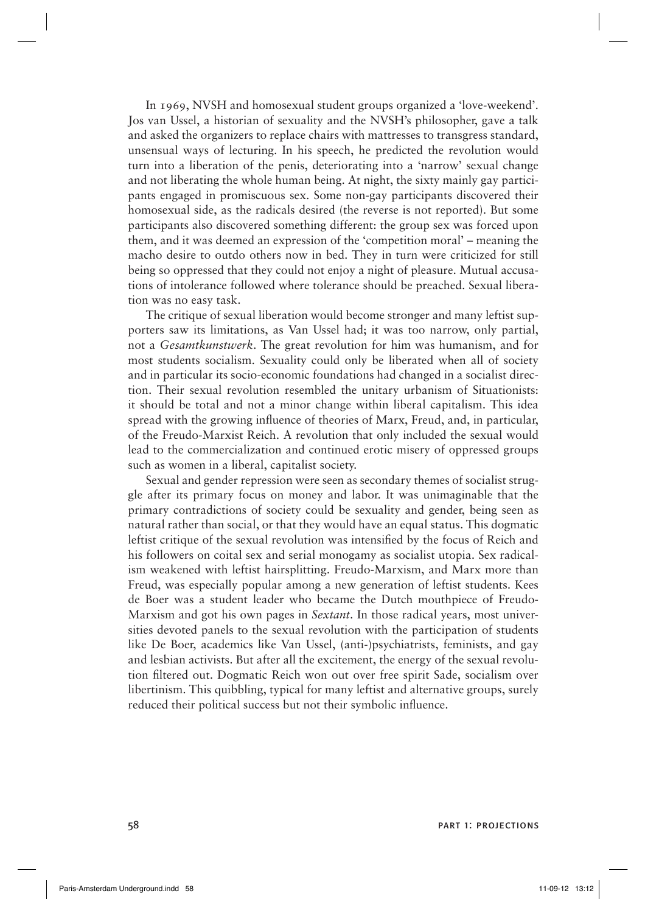In 1969, NVSH and homosexual student groups organized a 'love-weekend'. Jos van Ussel, a historian of sexuality and the NVSH's philosopher, gave a talk and asked the organizers to replace chairs with mattresses to transgress standard, unsensual ways of lecturing. In his speech, he predicted the revolution would turn into a liberation of the penis, deteriorating into a 'narrow' sexual change and not liberating the whole human being. At night, the sixty mainly gay participants engaged in promiscuous sex. Some non-gay participants discovered their homosexual side, as the radicals desired (the reverse is not reported). But some participants also discovered something different: the group sex was forced upon them, and it was deemed an expression of the 'competition moral' – meaning the macho desire to outdo others now in bed. They in turn were criticized for still being so oppressed that they could not enjoy a night of pleasure. Mutual accusations of intolerance followed where tolerance should be preached. Sexual liberation was no easy task.

The critique of sexual liberation would become stronger and many leftist supporters saw its limitations, as Van Ussel had; it was too narrow, only partial, not a *Gesamtkunstwerk*. The great revolution for him was humanism, and for most students socialism. Sexuality could only be liberated when all of society and in particular its socio-economic foundations had changed in a socialist direction. Their sexual revolution resembled the unitary urbanism of Situationists: it should be total and not a minor change within liberal capitalism. This idea spread with the growing influence of theories of Marx, Freud, and, in particular, of the Freudo-Marxist Reich. A revolution that only included the sexual would lead to the commercialization and continued erotic misery of oppressed groups such as women in a liberal, capitalist society.

Sexual and gender repression were seen as secondary themes of socialist struggle after its primary focus on money and labor. It was unimaginable that the primary contradictions of society could be sexuality and gender, being seen as natural rather than social, or that they would have an equal status. This dogmatic leftist critique of the sexual revolution was intensified by the focus of Reich and his followers on coital sex and serial monogamy as socialist utopia. Sex radicalism weakened with leftist hairsplitting. Freudo-Marxism, and Marx more than Freud, was especially popular among a new generation of leftist students. Kees de Boer was a student leader who became the Dutch mouthpiece of Freudo-Marxism and got his own pages in *Sextant*. In those radical years, most universities devoted panels to the sexual revolution with the participation of students like De Boer, academics like Van Ussel, (anti-)psychiatrists, feminists, and gay and lesbian activists. But after all the excitement, the energy of the sexual revolution filtered out. Dogmatic Reich won out over free spirit Sade, socialism over libertinism. This quibbling, typical for many leftist and alternative groups, surely reduced their political success but not their symbolic influence.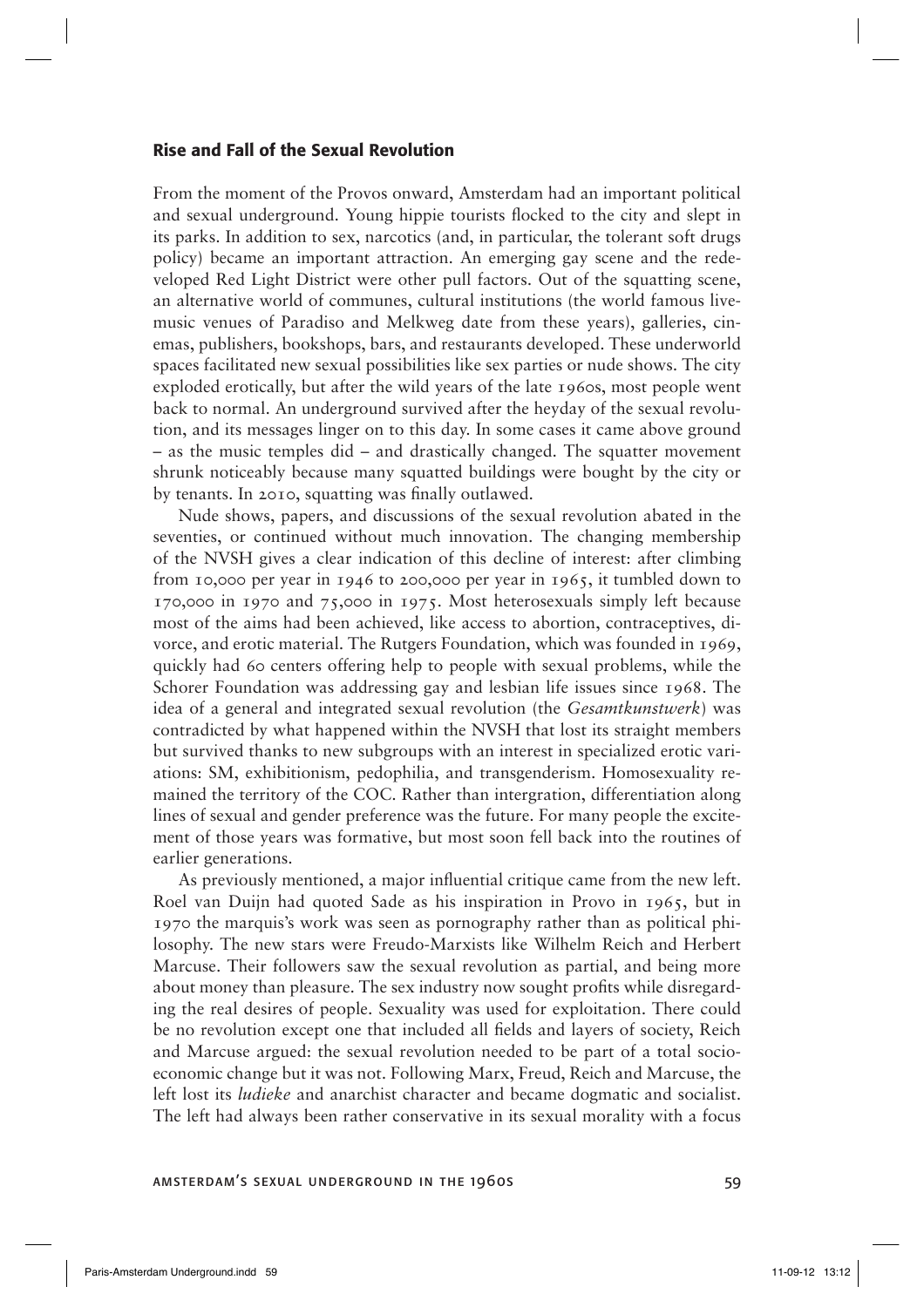## Rise and Fall of the Sexual Revolution

From the moment of the Provos onward, Amsterdam had an important political and sexual underground. Young hippie tourists flocked to the city and slept in its parks. In addition to sex, narcotics (and, in particular, the tolerant soft drugs policy) became an important attraction. An emerging gay scene and the redeveloped Red Light District were other pull factors. Out of the squatting scene, an alternative world of communes, cultural institutions (the world famous live-music venues of Paradiso and Melkweg date from these years), galleries, cinemas, publishers, bookshops, bars, and restaurants developed. These underworld spaces facilitated new sexual possibilities like sex parties or nude shows. The city exploded erotically, but after the wild years of the late 1960s, most people went back to normal. An underground survived after the heyday of the sexual revolution, and its messages linger on to this day. In some cases it came above ground – as the music temples did – and drastically changed. The squatter movement shrunk noticeably because many squatted buildings were bought by the city or by tenants. In 2010, squatting was finally outlawed.

Nude shows, papers, and discussions of the sexual revolution abated in the seventies, or continued without much innovation. The changing membership of the NVSH gives a clear indication of this decline of interest: after climbing from 10,000 per year in 1946 to 200,000 per year in 1965, it tumbled down to 170,000 in 1970 and 75,000 in 1975. Most heterosexuals simply left because most of the aims had been achieved, like access to abortion, contraceptives, divorce, and erotic material. The Rutgers Foundation, which was founded in 1969, quickly had 60 centers offering help to people with sexual problems, while the Schorer Foundation was addressing gay and lesbian life issues since 1968. The idea of a general and integrated sexual revolution (the *Gesamtkunstwerk*) was contradicted by what happened within the NVSH that lost its straight members but survived thanks to new subgroups with an interest in specialized erotic variations: SM, exhibitionism, pedophilia, and transgenderism. Homosexuality remained the territory of the COC. Rather than intergration, differentiation along lines of sexual and gender preference was the future. For many people the excitement of those years was formative, but most soon fell back into the routines of earlier generations.

As previously mentioned, a major influential critique came from the new left. Roel van Duijn had quoted Sade as his inspiration in Provo in 1965, but in 1970 the marquis's work was seen as pornography rather than as political philosophy. The new stars were Freudo-Marxists like Wilhelm Reich and Herbert Marcuse. Their followers saw the sexual revolution as partial, and being more about money than pleasure. The sex industry now sought profits while disregarding the real desires of people. Sexuality was used for exploitation. There could be no revolution except one that included all fields and layers of society, Reich and Marcuse argued: the sexual revolution needed to be part of a total socioeconomic change but it was not. Following Marx, Freud, Reich and Marcuse, the left lost its *ludieke* and anarchist character and became dogmatic and socialist. The left had always been rather conservative in its sexual morality with a focus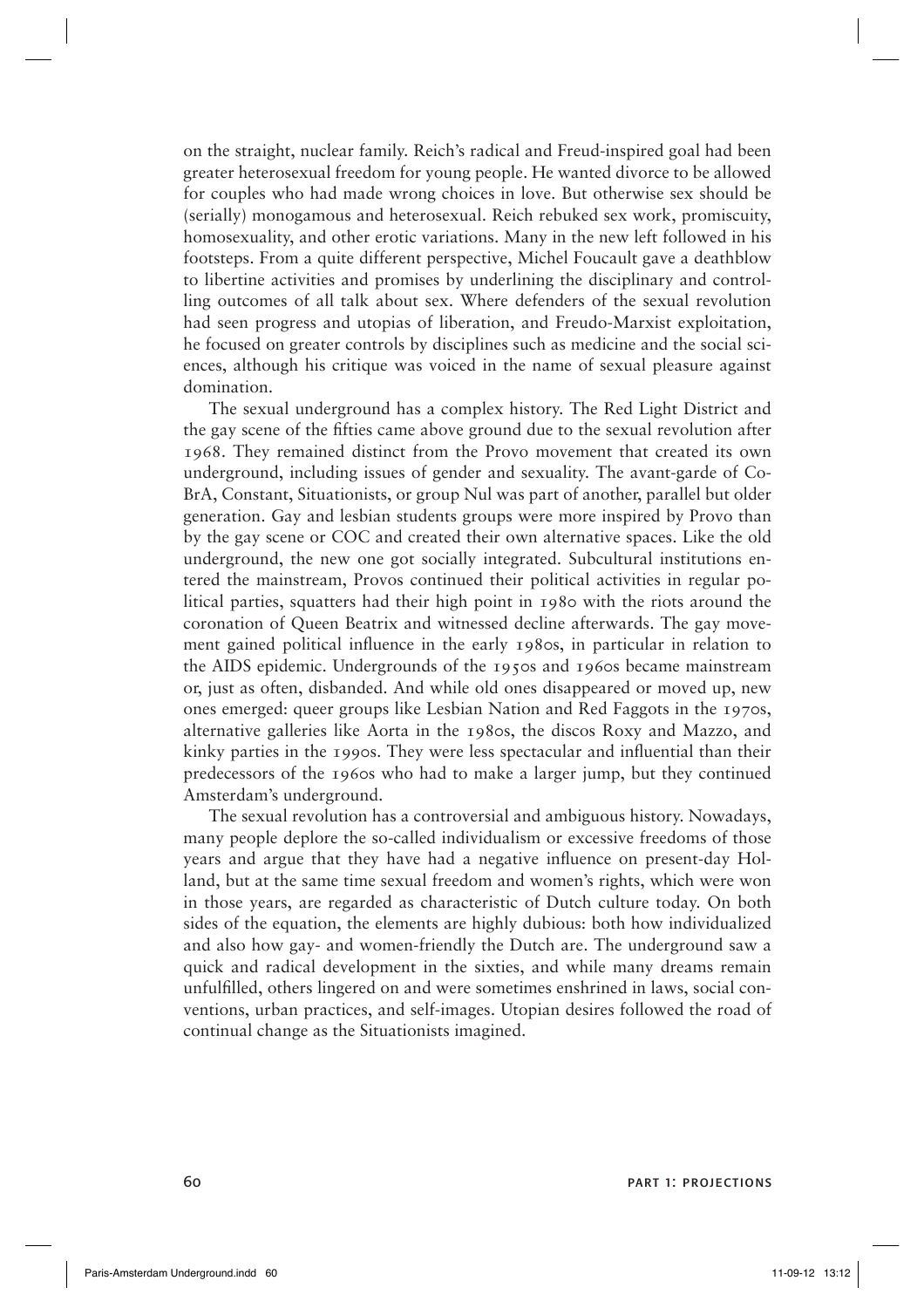on the straight, nuclear family. Reich's radical and Freud-inspired goal had been greater heterosexual freedom for young people. He wanted divorce to be allowed for couples who had made wrong choices in love. But otherwise sex should be (serially) monogamous and heterosexual. Reich rebuked sex work, promiscuity, homosexuality, and other erotic variations. Many in the new left followed in his footsteps. From a quite different perspective, Michel Foucault gave a deathblow to libertine activities and promises by underlining the disciplinary and controlling outcomes of all talk about sex. Where defenders of the sexual revolution had seen progress and utopias of liberation, and Freudo-Marxist exploitation, he focused on greater controls by disciplines such as medicine and the social sciences, although his critique was voiced in the name of sexual pleasure against domination.

The sexual underground has a complex history. The Red Light District and the gay scene of the fifties came above ground due to the sexual revolution after 1968. They remained distinct from the Provo movement that created its own underground, including issues of gender and sexuality. The avant-garde of CoBrA, Constant, Situationists, or group Nul was part of another, parallel but older generation. Gay and lesbian students groups were more inspired by Provo than by the gay scene or COC and created their own alternative spaces. Like the old underground, the new one got socially integrated. Subcultural institutions entered the mainstream, Provos continued their political activities in regular political parties, squatters had their high point in 1980 with the riots around the coronation of Queen Beatrix and witnessed decline afterwards. The gay movement gained political influence in the early 1980s, in particular in relation to the AIDS epidemic. Undergrounds of the 1950s and 1960s became mainstream or, just as often, disbanded. And while old ones disappeared or moved up, new ones emerged: queer groups like Lesbian Nation and Red Faggots in the 1970s, alternative galleries like Aorta in the 1980s, the discos Roxy and Mazzo, and kinky parties in the 1990s. They were less spectacular and influential than their predecessors of the 1960s who had to make a larger jump, but they continued Amsterdam's underground.

The sexual revolution has a controversial and ambiguous history. Nowadays, many people deplore the so-called individualism or excessive freedoms of those years and argue that they have had a negative influence on present-day Holland, but at the same time sexual freedom and women's rights, which were won in those years, are regarded as characteristic of Dutch culture today. On both sides of the equation, the elements are highly dubious: both how individualized and also how gay- and women-friendly the Dutch are. The underground saw a quick and radical development in the sixties, and while many dreams remain unfulfilled, others lingered on and were sometimes enshrined in laws, social conventions, urban practices, and self-images. Utopian desires followed the road of continual change as the Situationists imagined.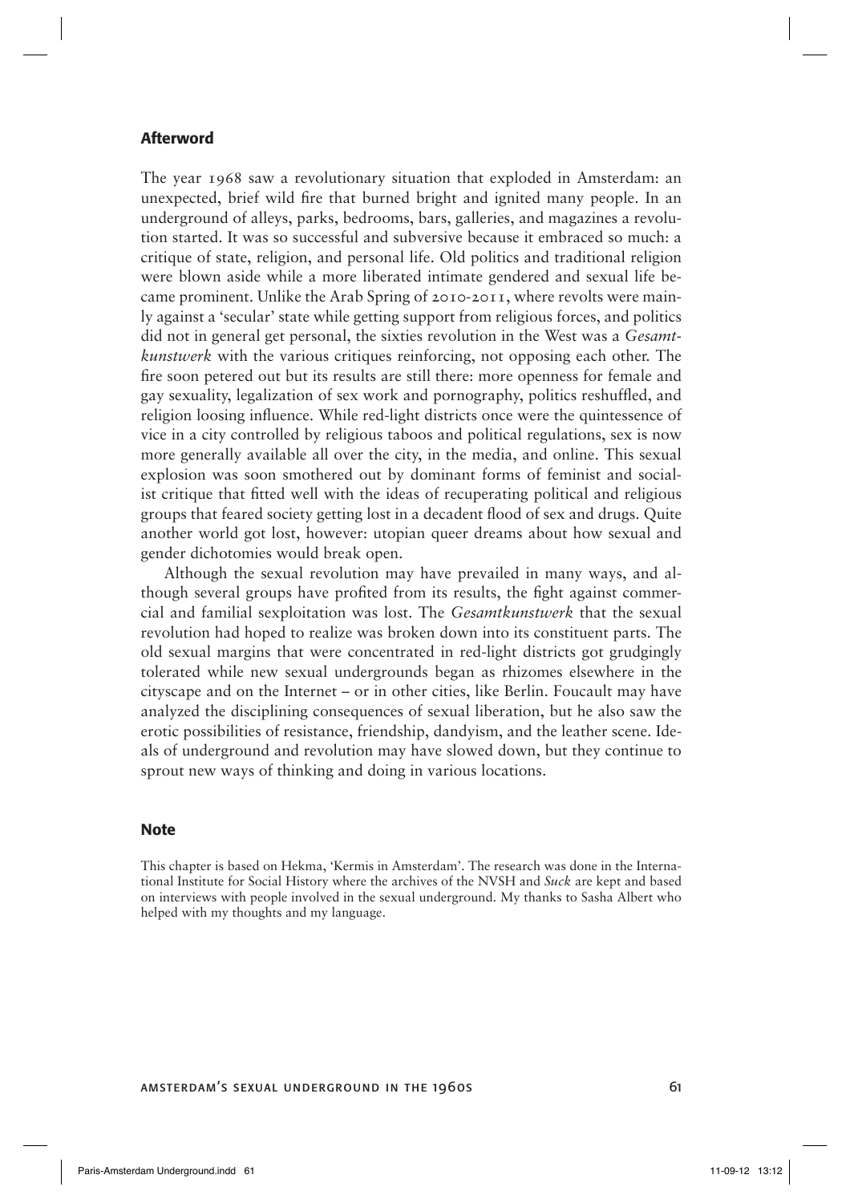## Afterword

The year 1968 saw a revolutionary situation that exploded in Amsterdam: an unexpected, brief wild fire that burned bright and ignited many people. In an underground of alleys, parks, bedrooms, bars, galleries, and magazines a revolution started. It was so successful and subversive because it embraced so much: a critique of state, religion, and personal life. Old politics and traditional religion were blown aside while a more liberated intimate gendered and sexual life became prominent. Unlike the Arab Spring of 2010-2011, where revolts were mainly against a 'secular' state while getting support from religious forces, and politics did not in general get personal, the sixties revolution in the West was a *Gesamtkunstwerk* with the various critiques reinforcing, not opposing each other. The fire soon petered out but its results are still there: more openness for female and gay sexuality, legalization of sex work and pornography, politics reshuffled, and religion loosing influence. While red-light districts once were the quintessence of vice in a city controlled by religious taboos and political regulations, sex is now more generally available all over the city, in the media, and online. This sexual explosion was soon smothered out by dominant forms of feminist and socialist critique that fitted well with the ideas of recuperating political and religious groups that feared society getting lost in a decadent flood of sex and drugs. Quite another world got lost, however: utopian queer dreams about how sexual and gender dichotomies would break open.

Although the sexual revolution may have prevailed in many ways, and although several groups have profited from its results, the fight against commercial and familial sexploitation was lost. The *Gesamtkunstwerk* that the sexual revolution had hoped to realize was broken down into its constituent parts. The old sexual margins that were concentrated in red-light districts got grudgingly tolerated while new sexual undergrounds began as rhizomes elsewhere in the cityscape and on the Internet – or in other cities, like Berlin. Foucault may have analyzed the disciplining consequences of sexual liberation, but he also saw the erotic possibilities of resistance, friendship, dandyism, and the leather scene. Ideals of underground and revolution may have slowed down, but they continue to sprout new ways of thinking and doing in various locations.

## Note

This chapter is based on Hekma, 'Kermis in Amsterdam'. The research was done in the International Institute for Social History where the archives of the NVSH and *Suck* are kept and based on interviews with people involved in the sexual underground. My thanks to Sasha Albert who helped with my thoughts and my language.